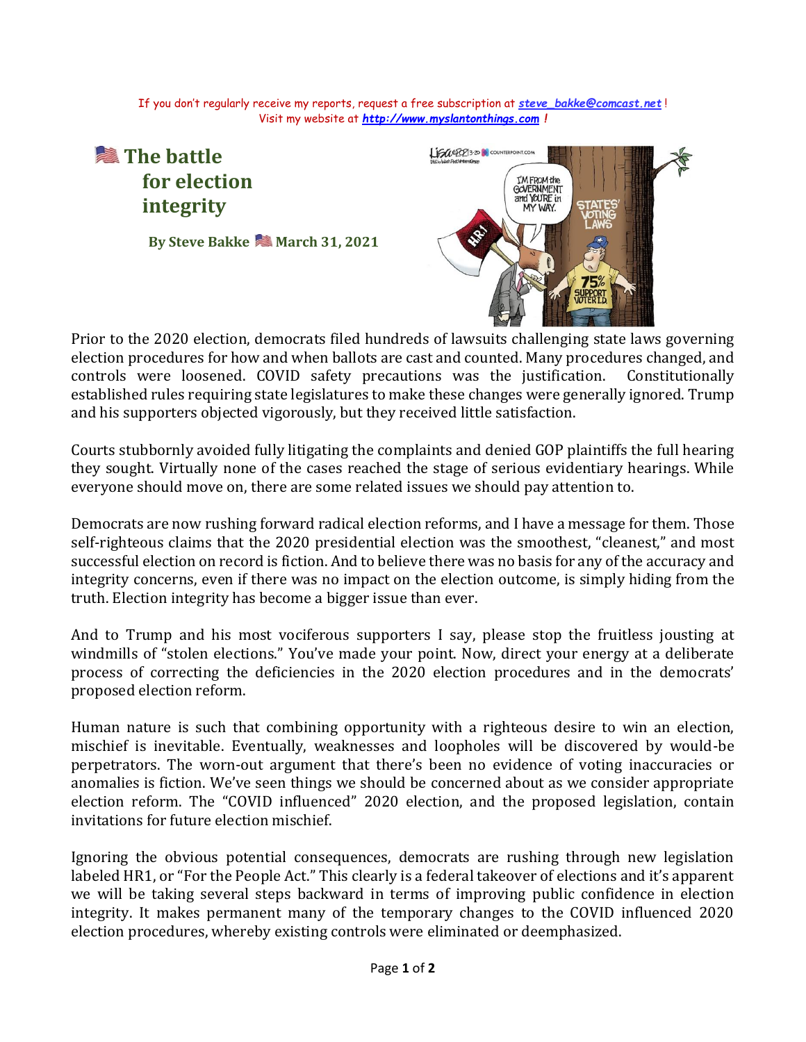If you don't regularly receive my reports, request a free subscription at *steve_bakke@comcast.net* !
Visit my website at *http://www.myslantonthings.com* !

# 🇺🇸 The battle for election integrity

**By Steve Bakke 🇺🇸 March 31, 2021**

Prior to the 2020 election, democrats filed hundreds of lawsuits challenging state laws governing election procedures for how and when ballots are cast and counted. Many procedures changed, and controls were loosened. COVID safety precautions was the justification. Constitutionally established rules requiring state legislatures to make these changes were generally ignored. Trump and his supporters objected vigorously, but they received little satisfaction.

Courts stubbornly avoided fully litigating the complaints and denied GOP plaintiffs the full hearing they sought. Virtually none of the cases reached the stage of serious evidentiary hearings. While everyone should move on, there are some related issues we should pay attention to.

Democrats are now rushing forward radical election reforms, and I have a message for them. Those self-righteous claims that the 2020 presidential election was the smoothest, "cleanest," and most successful election on record is fiction. And to believe there was no basis for any of the accuracy and integrity concerns, even if there was no impact on the election outcome, is simply hiding from the truth. Election integrity has become a bigger issue than ever.

And to Trump and his most vociferous supporters I say, please stop the fruitless jousting at windmills of "stolen elections." You've made your point. Now, direct your energy at a deliberate process of correcting the deficiencies in the 2020 election procedures and in the democrats' proposed election reform.

Human nature is such that combining opportunity with a righteous desire to win an election, mischief is inevitable. Eventually, weaknesses and loopholes will be discovered by would-be perpetrators. The worn-out argument that there's been no evidence of voting inaccuracies or anomalies is fiction. We've seen things we should be concerned about as we consider appropriate election reform. The "COVID influenced" 2020 election, and the proposed legislation, contain invitations for future election mischief.

Ignoring the obvious potential consequences, democrats are rushing through new legislation labeled HR1, or "For the People Act." This clearly is a federal takeover of elections and it's apparent we will be taking several steps backward in terms of improving public confidence in election integrity. It makes permanent many of the temporary changes to the COVID influenced 2020 election procedures, whereby existing controls were eliminated or deemphasized.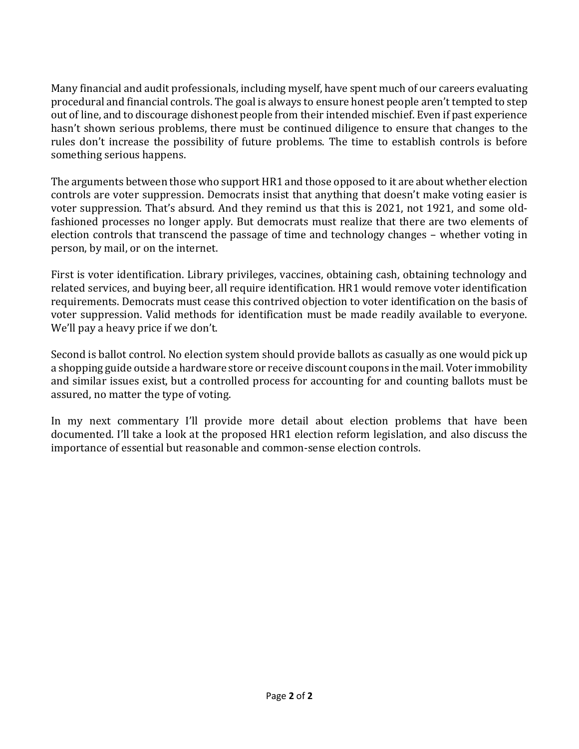Many financial and audit professionals, including myself, have spent much of our careers evaluating procedural and financial controls. The goal is always to ensure honest people aren't tempted to step out of line, and to discourage dishonest people from their intended mischief. Even if past experience hasn't shown serious problems, there must be continued diligence to ensure that changes to the rules don't increase the possibility of future problems. The time to establish controls is before something serious happens.

The arguments between those who support HR1 and those opposed to it are about whether election controls are voter suppression. Democrats insist that anything that doesn't make voting easier is voter suppression. That's absurd. And they remind us that this is 2021, not 1921, and some old-fashioned processes no longer apply. But democrats must realize that there are two elements of election controls that transcend the passage of time and technology changes – whether voting in person, by mail, or on the internet.

First is voter identification. Library privileges, vaccines, obtaining cash, obtaining technology and related services, and buying beer, all require identification. HR1 would remove voter identification requirements. Democrats must cease this contrived objection to voter identification on the basis of voter suppression. Valid methods for identification must be made readily available to everyone. We'll pay a heavy price if we don't.

Second is ballot control. No election system should provide ballots as casually as one would pick up a shopping guide outside a hardware store or receive discount coupons in the mail. Voter immobility and similar issues exist, but a controlled process for accounting for and counting ballots must be assured, no matter the type of voting.

In my next commentary I'll provide more detail about election problems that have been documented. I'll take a look at the proposed HR1 election reform legislation, and also discuss the importance of essential but reasonable and common-sense election controls.